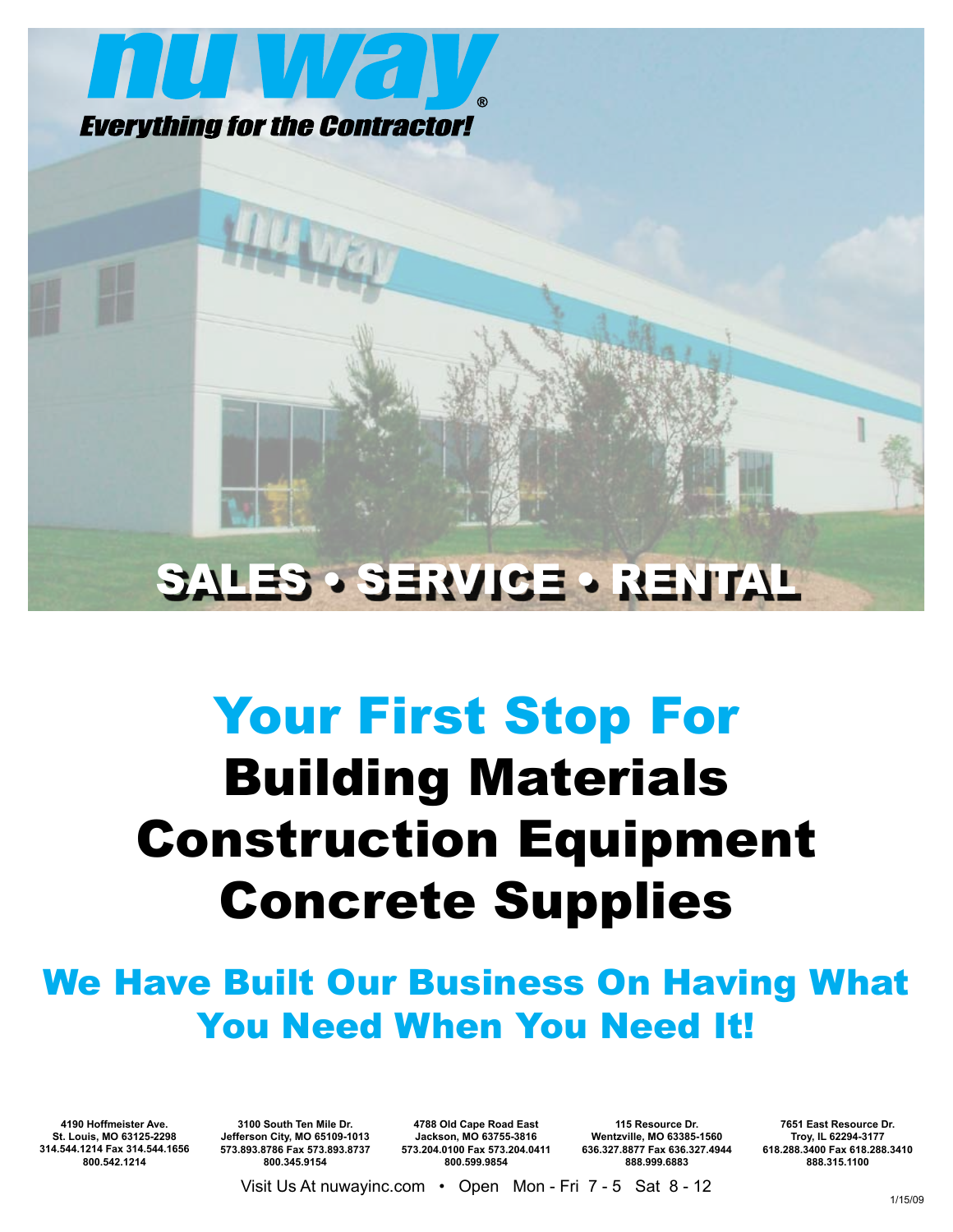# nu way®

***Everything for the Contractor!***

## SALES • SERVICE • RENTAL

# Your First Stop For

# Building Materials
# Construction Equipment
# Concrete Supplies

## We Have Built Our Business On Having What You Need When You Need It!

**4190 Hoffmeister Ave.**
**St. Louis, MO 63125-2298**
**314.544.1214 Fax 314.544.1656**
**800.542.1214**

**3100 South Ten Mile Dr.**
**Jefferson City, MO 65109-1013**
**573.893.8786 Fax 573.893.8737**
**800.345.9154**

**4788 Old Cape Road East**
**Jackson, MO 63755-3816**
**573.204.0100 Fax 573.204.0411**
**800.599.9854**

**115 Resource Dr.**
**Wentzville, MO 63385-1560**
**636.327.8877 Fax 636.327.4944**
**888.999.6883**

**7651 East Resource Dr.**
**Troy, IL 62294-3177**
**618.288.3400 Fax 618.288.3410**
**888.315.1100**

Visit Us At nuwayinc.com • Open Mon - Fri 7 - 5 Sat 8 - 12

1/15/09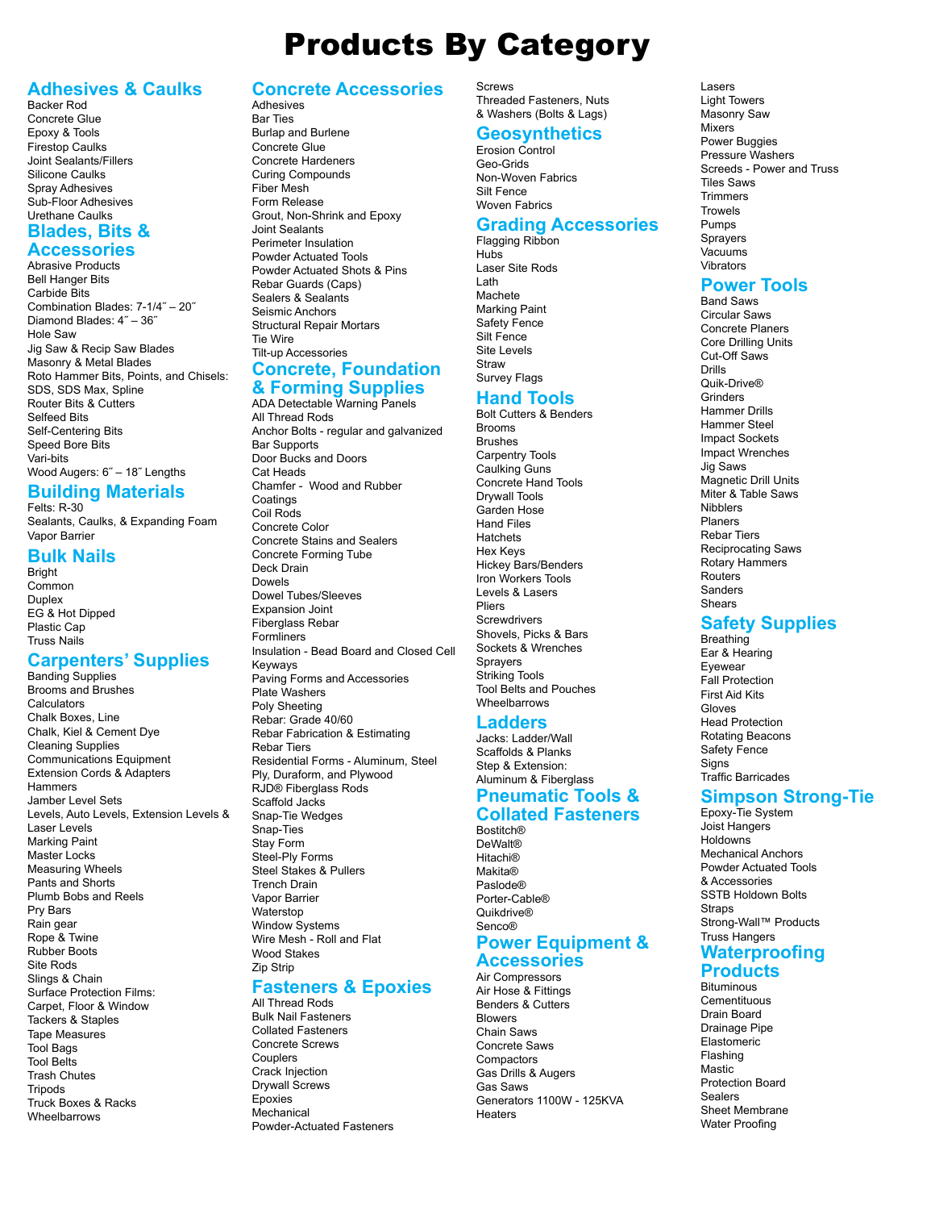# Products By Category

## Adhesives & Caulks

Backer Rod
Concrete Glue
Epoxy & Tools
Firestop Caulks
Joint Sealants/Fillers
Silicone Caulks
Spray Adhesives
Sub-Floor Adhesives
Urethane Caulks

## Blades, Bits & Accessories

Abrasive Products
Bell Hanger Bits
Carbide Bits
Combination Blades: 7-1/4″ – 20″
Diamond Blades: 4″ – 36″
Hole Saw
Jig Saw & Recip Saw Blades
Masonry & Metal Blades
Roto Hammer Bits, Points, and Chisels: SDS, SDS Max, Spline
Router Bits & Cutters
Selfeed Bits
Self-Centering Bits
Speed Bore Bits
Vari-bits
Wood Augers: 6″ – 18″ Lengths

## Building Materials

Felts: R-30
Sealants, Caulks, & Expanding Foam
Vapor Barrier

## Bulk Nails

Bright
Common
Duplex
EG & Hot Dipped
Plastic Cap
Truss Nails

## Carpenters' Supplies

Banding Supplies
Brooms and Brushes
Calculators
Chalk Boxes, Line
Chalk, Kiel & Cement Dye
Cleaning Supplies
Communications Equipment
Extension Cords & Adapters
Hammers
Jamber Level Sets
Levels, Auto Levels, Extension Levels & Laser Levels
Marking Paint
Master Locks
Measuring Wheels
Pants and Shorts
Plumb Bobs and Reels
Pry Bars
Rain gear
Rope & Twine
Rubber Boots
Site Rods
Slings & Chain
Surface Protection Films: Carpet, Floor & Window
Tackers & Staples
Tape Measures
Tool Bags
Tool Belts
Trash Chutes
Tripods
Truck Boxes & Racks
Wheelbarrows

## Concrete Accessories

Adhesives
Bar Ties
Burlap and Burlene
Concrete Glue
Concrete Hardeners
Curing Compounds
Fiber Mesh
Form Release
Grout, Non-Shrink and Epoxy
Joint Sealants
Perimeter Insulation
Powder Actuated Tools
Powder Actuated Shots & Pins
Rebar Guards (Caps)
Sealers & Sealants
Seismic Anchors
Structural Repair Mortars
Tie Wire
Tilt-up Accessories

## Concrete, Foundation & Forming Supplies

ADA Detectable Warning Panels
All Thread Rods
Anchor Bolts - regular and galvanized
Bar Supports
Door Bucks and Doors
Cat Heads
Chamfer - Wood and Rubber
Coatings
Coil Rods
Concrete Color
Concrete Stains and Sealers
Concrete Forming Tube
Deck Drain
Dowels
Dowel Tubes/Sleeves
Expansion Joint
Fiberglass Rebar
Formliners
Insulation - Bead Board and Closed Cell
Keyways
Paving Forms and Accessories
Plate Washers
Poly Sheeting
Rebar: Grade 40/60
Rebar Fabrication & Estimating
Rebar Tiers
Residential Forms - Aluminum, Steel Ply, Duraform, and Plywood
RJD® Fiberglass Rods
Scaffold Jacks
Snap-Tie Wedges
Snap-Ties
Stay Form
Steel-Ply Forms
Steel Stakes & Pullers
Trench Drain
Vapor Barrier
Waterstop
Window Systems
Wire Mesh - Roll and Flat
Wood Stakes
Zip Strip

## Fasteners & Epoxies

All Thread Rods
Bulk Nail Fasteners
Collated Fasteners
Concrete Screws
Couplers
Crack Injection
Drywall Screws
Epoxies
Mechanical
Powder-Actuated Fasteners
Screws
Threaded Fasteners, Nuts & Washers (Bolts & Lags)

## Geosynthetics

Erosion Control
Geo-Grids
Non-Woven Fabrics
Silt Fence
Woven Fabrics

## Grading Accessories

Flagging Ribbon
Hubs
Laser Site Rods
Lath
Machete
Marking Paint
Safety Fence
Silt Fence
Site Levels
Straw
Survey Flags

## Hand Tools

Bolt Cutters & Benders
Brooms
Brushes
Carpentry Tools
Caulking Guns
Concrete Hand Tools
Drywall Tools
Garden Hose
Hand Files
Hatchets
Hex Keys
Hickey Bars/Benders
Iron Workers Tools
Levels & Lasers
Pliers
Screwdrivers
Shovels, Picks & Bars
Sockets & Wrenches
Sprayers
Striking Tools
Tool Belts and Pouches
Wheelbarrows

## Ladders

Jacks: Ladder/Wall
Scaffolds & Planks
Step & Extension: Aluminum & Fiberglass

## Pneumatic Tools & Collated Fasteners

Bostitch®
DeWalt®
Hitachi®
Makita®
Paslode®
Porter-Cable®
Quikdrive®
Senco®

## Power Equipment & Accessories

Air Compressors
Air Hose & Fittings
Benders & Cutters
Blowers
Chain Saws
Concrete Saws
Compactors
Gas Drills & Augers
Gas Saws
Generators 1100W - 125KVA
Heaters
Lasers
Light Towers
Masonry Saw
Mixers
Power Buggies
Pressure Washers
Screeds - Power and Truss
Tiles Saws
Trimmers
Trowels
Pumps
Sprayers
Vacuums
Vibrators

## Power Tools

Band Saws
Circular Saws
Concrete Planers
Core Drilling Units
Cut-Off Saws
Drills
Quik-Drive®
Grinders
Hammer Drills
Hammer Steel
Impact Sockets
Impact Wrenches
Jig Saws
Magnetic Drill Units
Miter & Table Saws
Nibblers
Planers
Rebar Tiers
Reciprocating Saws
Rotary Hammers
Routers
Sanders
Shears

## Safety Supplies

Breathing
Ear & Hearing
Eyewear
Fall Protection
First Aid Kits
Gloves
Head Protection
Rotating Beacons
Safety Fence
Signs
Traffic Barricades

## Simpson Strong-Tie

Epoxy-Tie System
Joist Hangers
Holdowns
Mechanical Anchors
Powder Actuated Tools & Accessories
SSTB Holdown Bolts
Straps
Strong-Wall™ Products
Truss Hangers

## Waterproofing Products

Bituminous
Cementituous
Drain Board
Drainage Pipe
Elastomeric
Flashing
Mastic
Protection Board
Sealers
Sheet Membrane
Water Proofing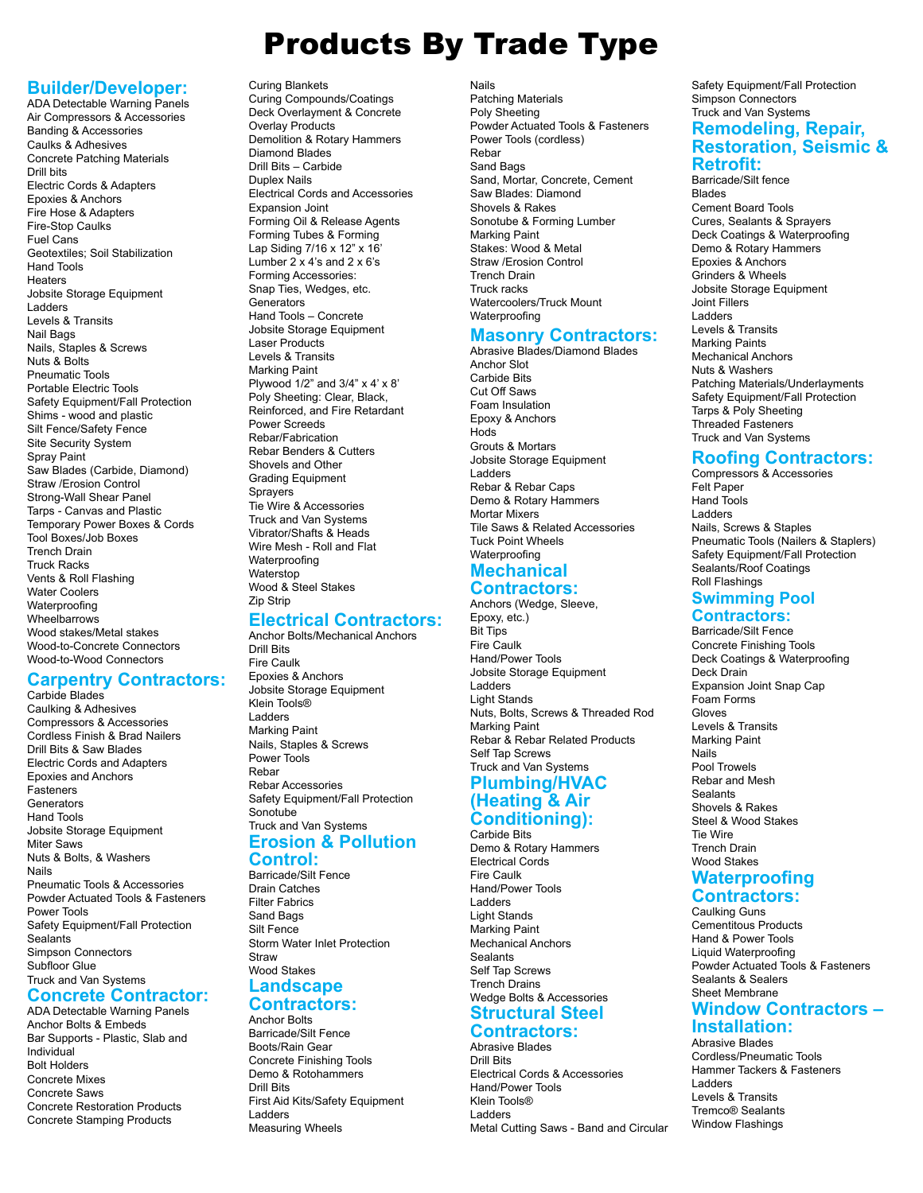# Products By Trade Type

## Builder/Developer:

ADA Detectable Warning Panels
Air Compressors & Accessories
Banding & Accessories
Caulks & Adhesives
Concrete Patching Materials
Drill bits
Electric Cords & Adapters
Epoxies & Anchors
Fire Hose & Adapters
Fire-Stop Caulks
Fuel Cans
Geotextiles; Soil Stabilization
Hand Tools
Heaters
Jobsite Storage Equipment
Ladders
Levels & Transits
Nail Bags
Nails, Staples & Screws
Nuts & Bolts
Pneumatic Tools
Portable Electric Tools
Safety Equipment/Fall Protection
Shims - wood and plastic
Silt Fence/Safety Fence
Site Security System
Spray Paint
Saw Blades (Carbide, Diamond)
Straw /Erosion Control
Strong-Wall Shear Panel
Tarps - Canvas and Plastic
Temporary Power Boxes & Cords
Tool Boxes/Job Boxes
Trench Drain
Truck Racks
Vents & Roll Flashing
Water Coolers
Waterproofing
Wheelbarrows
Wood stakes/Metal stakes
Wood-to-Concrete Connectors
Wood-to-Wood Connectors

## Carpentry Contractors:

Carbide Blades
Caulking & Adhesives
Compressors & Accessories
Cordless Finish & Brad Nailers
Drill Bits & Saw Blades
Electric Cords and Adapters
Epoxies and Anchors
Fasteners
Generators
Hand Tools
Jobsite Storage Equipment
Miter Saws
Nuts & Bolts, & Washers
Nails
Pneumatic Tools & Accessories
Powder Actuated Tools & Fasteners
Power Tools
Safety Equipment/Fall Protection
Sealants
Simpson Connectors
Subfloor Glue
Truck and Van Systems

## Concrete Contractor:

ADA Detectable Warning Panels
Anchor Bolts & Embeds
Bar Supports - Plastic, Slab and Individual
Bolt Holders
Concrete Mixes
Concrete Saws
Concrete Restoration Products
Concrete Stamping Products
Curing Blankets
Curing Compounds/Coatings
Deck Overlayment & Concrete
Overlay Products
Demolition & Rotary Hammers
Diamond Blades
Drill Bits – Carbide
Duplex Nails
Electrical Cords and Accessories
Expansion Joint
Forming Oil & Release Agents
Forming Tubes & Forming
Lap Siding 7/16 x 12" x 16'
Lumber 2 x 4's and 2 x 6's
Forming Accessories:
Snap Ties, Wedges, etc.
Generators
Hand Tools – Concrete
Jobsite Storage Equipment
Laser Products
Levels & Transits
Marking Paint
Plywood 1/2" and 3/4" x 4' x 8'
Poly Sheeting: Clear, Black, Reinforced, and Fire Retardant
Power Screeds
Rebar/Fabrication
Rebar Benders & Cutters
Shovels and Other
Grading Equipment
Sprayers
Tie Wire & Accessories
Truck and Van Systems
Vibrator/Shafts & Heads
Wire Mesh - Roll and Flat
Waterproofing
Waterstop
Wood & Steel Stakes
Zip Strip

## Electrical Contractors:

Anchor Bolts/Mechanical Anchors
Drill Bits
Fire Caulk
Epoxies & Anchors
Jobsite Storage Equipment
Klein Tools®
Ladders
Marking Paint
Nails, Staples & Screws
Power Tools
Rebar
Rebar Accessories
Safety Equipment/Fall Protection
Sonotube
Truck and Van Systems

## Erosion & Pollution Control:

Barricade/Silt Fence
Drain Catches
Filter Fabrics
Sand Bags
Silt Fence
Storm Water Inlet Protection
Straw
Wood Stakes

## Landscape Contractors:

Anchor Bolts
Barricade/Silt Fence
Boots/Rain Gear
Concrete Finishing Tools
Demo & Rotohammers
Drill Bits
First Aid Kits/Safety Equipment
Ladders
Measuring Wheels
Nails
Patching Materials
Poly Sheeting
Powder Actuated Tools & Fasteners
Power Tools (cordless)
Rebar
Sand Bags
Sand, Mortar, Concrete, Cement
Saw Blades: Diamond
Shovels & Rakes
Sonotube & Forming Lumber
Marking Paint
Stakes: Wood & Metal
Straw /Erosion Control
Trench Drain
Truck racks
Watercoolers/Truck Mount
Waterproofing

## Masonry Contractors:

Abrasive Blades/Diamond Blades
Anchor Slot
Carbide Bits
Cut Off Saws
Foam Insulation
Epoxy & Anchors
Hods
Grouts & Mortars
Jobsite Storage Equipment
Ladders
Rebar & Rebar Caps
Demo & Rotary Hammers
Mortar Mixers
Tile Saws & Related Accessories
Tuck Point Wheels
Waterproofing

## Mechanical Contractors:

Anchors (Wedge, Sleeve, Epoxy, etc.)
Bit Tips
Fire Caulk
Hand/Power Tools
Jobsite Storage Equipment
Ladders
Light Stands
Nuts, Bolts, Screws & Threaded Rod
Marking Paint
Rebar & Rebar Related Products
Self Tap Screws
Truck and Van Systems

## Plumbing/HVAC (Heating & Air Conditioning):

Carbide Bits
Demo & Rotary Hammers
Electrical Cords
Fire Caulk
Hand/Power Tools
Ladders
Light Stands
Marking Paint
Mechanical Anchors
Sealants
Self Tap Screws
Trench Drains
Wedge Bolts & Accessories

## Structural Steel Contractors:

Abrasive Blades
Drill Bits
Electrical Cords & Accessories
Hand/Power Tools
Klein Tools®
Ladders
Metal Cutting Saws - Band and Circular
Safety Equipment/Fall Protection
Simpson Connectors
Truck and Van Systems

## Remodeling, Repair, Restoration, Seismic & Retrofit:

Barricade/Silt fence
Blades
Cement Board Tools
Cures, Sealants & Sprayers
Deck Coatings & Waterproofing
Demo & Rotary Hammers
Epoxies & Anchors
Grinders & Wheels
Jobsite Storage Equipment
Joint Fillers
Ladders
Levels & Transits
Marking Paints
Mechanical Anchors
Nuts & Washers
Patching Materials/Underlayments
Safety Equipment/Fall Protection
Tarps & Poly Sheeting
Threaded Fasteners
Truck and Van Systems

## Roofing Contractors:

Compressors & Accessories
Felt Paper
Hand Tools
Ladders
Nails, Screws & Staples
Pneumatic Tools (Nailers & Staplers)
Safety Equipment/Fall Protection
Sealants/Roof Coatings
Roll Flashings

## Swimming Pool Contractors:

Barricade/Silt Fence
Concrete Finishing Tools
Deck Coatings & Waterproofing
Deck Drain
Expansion Joint Snap Cap
Foam Forms
Gloves
Levels & Transits
Marking Paint
Nails
Pool Trowels
Rebar and Mesh
Sealants
Shovels & Rakes
Steel & Wood Stakes
Tie Wire
Trench Drain
Wood Stakes

## Waterproofing Contractors:

Caulking Guns
Cementitous Products
Hand & Power Tools
Liquid Waterproofing
Powder Actuated Tools & Fasteners
Sealants & Sealers
Sheet Membrane

## Window Contractors – Installation:

Abrasive Blades
Cordless/Pneumatic Tools
Hammer Tackers & Fasteners
Ladders
Levels & Transits
Tremco® Sealants
Window Flashings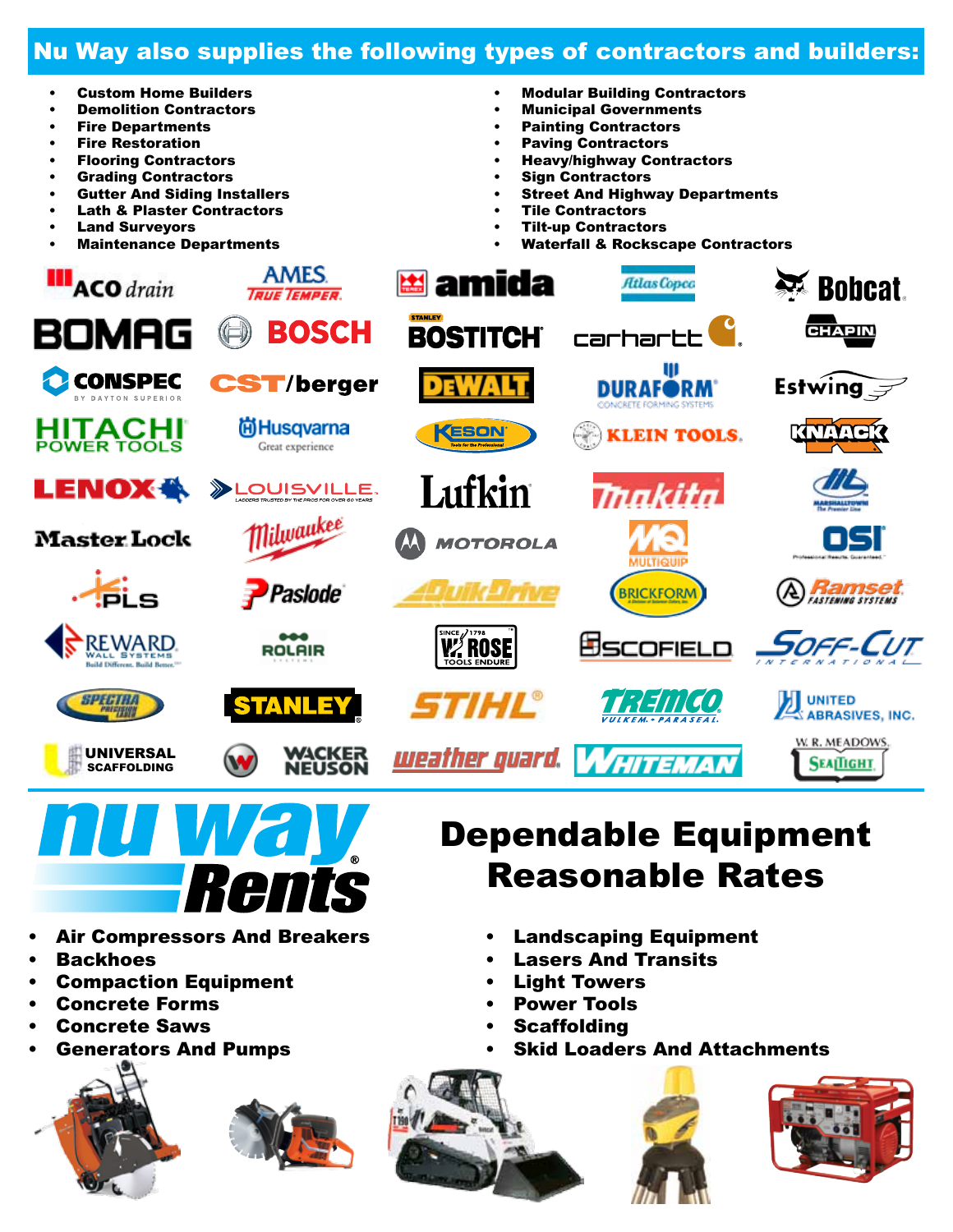## Nu Way also supplies the following types of contractors and builders:

- Custom Home Builders
- Demolition Contractors
- Fire Departments
- Fire Restoration
- Flooring Contractors
- Grading Contractors
- Gutter And Siding Installers
- Lath & Plaster Contractors
- Land Surveyors
- Maintenance Departments
- Modular Building Contractors
- Municipal Governments
- Painting Contractors
- Paving Contractors
- Heavy/highway Contractors
- Sign Contractors
- Street And Highway Departments
- Tile Contractors
- Tilt-up Contractors
- Waterfall & Rockscape Contractors

ACO drain, AMES True Temper, amida, Atlas Copco, Bobcat, BOMAG, BOSCH, BOSTITCH, carhartt, CHAPIN, CONSPEC by Dayton Superior, CST/berger, DeWALT, DURAFORM Concrete Forming Systems, Estwing, HITACHI Power Tools, Husqvarna Great experience, KESON, KLEIN TOOLS, KNAACK, LENOX, LOUISVILLE, Lufkin, makita, Marshalltown, Master Lock, Milwaukee, MOTOROLA, MQ Multiquip, OSI, PLS, Paslode, QuikDrive, BRICKFORM, Ramset Fastening Systems, REWARD Wall Systems, ROLAIR, W. Rose, SCOFIELD, Soff-Cut International, SPECTRA Precision Laser, STANLEY, STIHL, TREMCO Vulkem • Paraseal, United Abrasives, Inc., Universal Scaffolding, Wacker Neuson, weather guard, WHITEMAN, W. R. Meadows Sealtight

# nu way Rents

## Dependable Equipment Reasonable Rates

- Air Compressors And Breakers
- Backhoes
- Compaction Equipment
- Concrete Forms
- Concrete Saws
- Generators And Pumps
- Landscaping Equipment
- Lasers And Transits
- Light Towers
- Power Tools
- Scaffolding
- Skid Loaders And Attachments